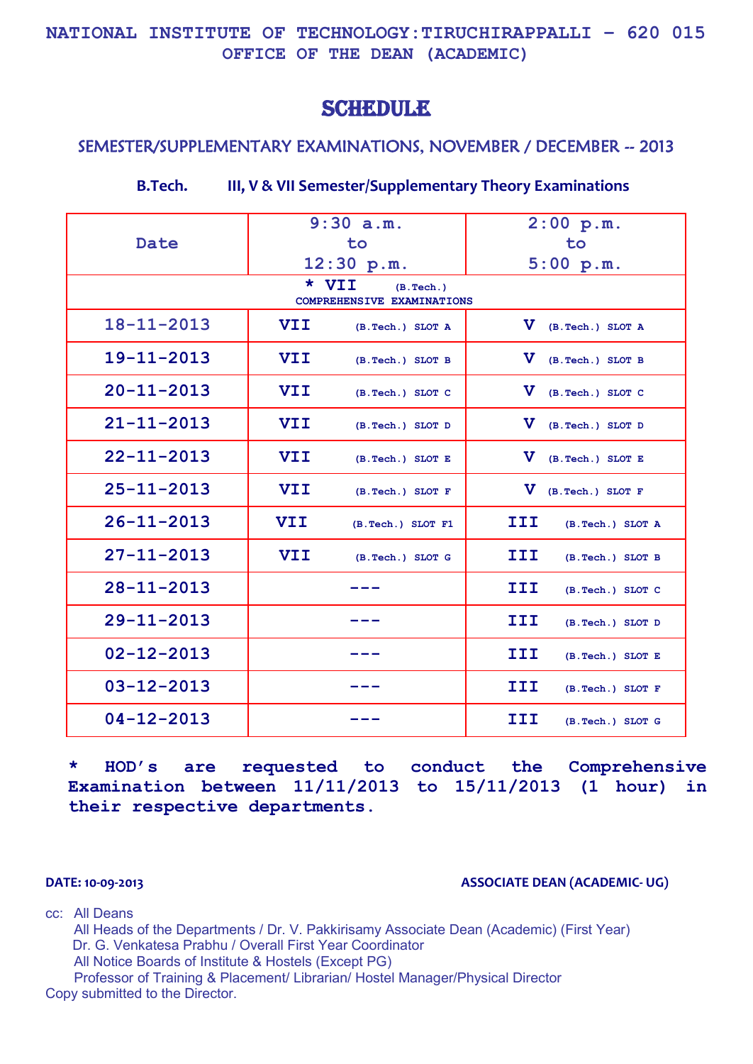**NATIONAL INSTITUTE OF TECHNOLOGY:TIRUCHIRAPPALLI – 620 015**
**OFFICE OF THE DEAN (ACADEMIC)**

# SCHEDULE

## SEMESTER/SUPPLEMENTARY EXAMINATIONS, NOVEMBER / DECEMBER -- 2013

**B.Tech. III, V & VII Semester/Supplementary Theory Examinations**

| Date | 9:30 a.m. to 12:30 p.m. | 2:00 p.m. to 5:00 p.m. |
|---|---|---|
| * VII (B.Tech.) COMPREHENSIVE EXAMINATIONS | | |
| 18-11-2013 | VII (B.Tech.) SLOT A | V (B.Tech.) SLOT A |
| 19-11-2013 | VII (B.Tech.) SLOT B | V (B.Tech.) SLOT B |
| 20-11-2013 | VII (B.Tech.) SLOT C | V (B.Tech.) SLOT C |
| 21-11-2013 | VII (B.Tech.) SLOT D | V (B.Tech.) SLOT D |
| 22-11-2013 | VII (B.Tech.) SLOT E | V (B.Tech.) SLOT E |
| 25-11-2013 | VII (B.Tech.) SLOT F | V (B.Tech.) SLOT F |
| 26-11-2013 | VII (B.Tech.) SLOT F1 | III (B.Tech.) SLOT A |
| 27-11-2013 | VII (B.Tech.) SLOT G | III (B.Tech.) SLOT B |
| 28-11-2013 | --- | III (B.Tech.) SLOT C |
| 29-11-2013 | --- | III (B.Tech.) SLOT D |
| 02-12-2013 | --- | III (B.Tech.) SLOT E |
| 03-12-2013 | --- | III (B.Tech.) SLOT F |
| 04-12-2013 | --- | III (B.Tech.) SLOT G |

**\* HOD's are requested to conduct the Comprehensive Examination between 11/11/2013 to 15/11/2013 (1 hour) in their respective departments.**

**DATE: 10-09-2013** **ASSOCIATE DEAN (ACADEMIC- UG)**

cc: All Deans
All Heads of the Departments / Dr. V. Pakkirisamy Associate Dean (Academic) (First Year)
Dr. G. Venkatesa Prabhu / Overall First Year Coordinator
All Notice Boards of Institute & Hostels (Except PG)
Professor of Training & Placement/ Librarian/ Hostel Manager/Physical Director
Copy submitted to the Director.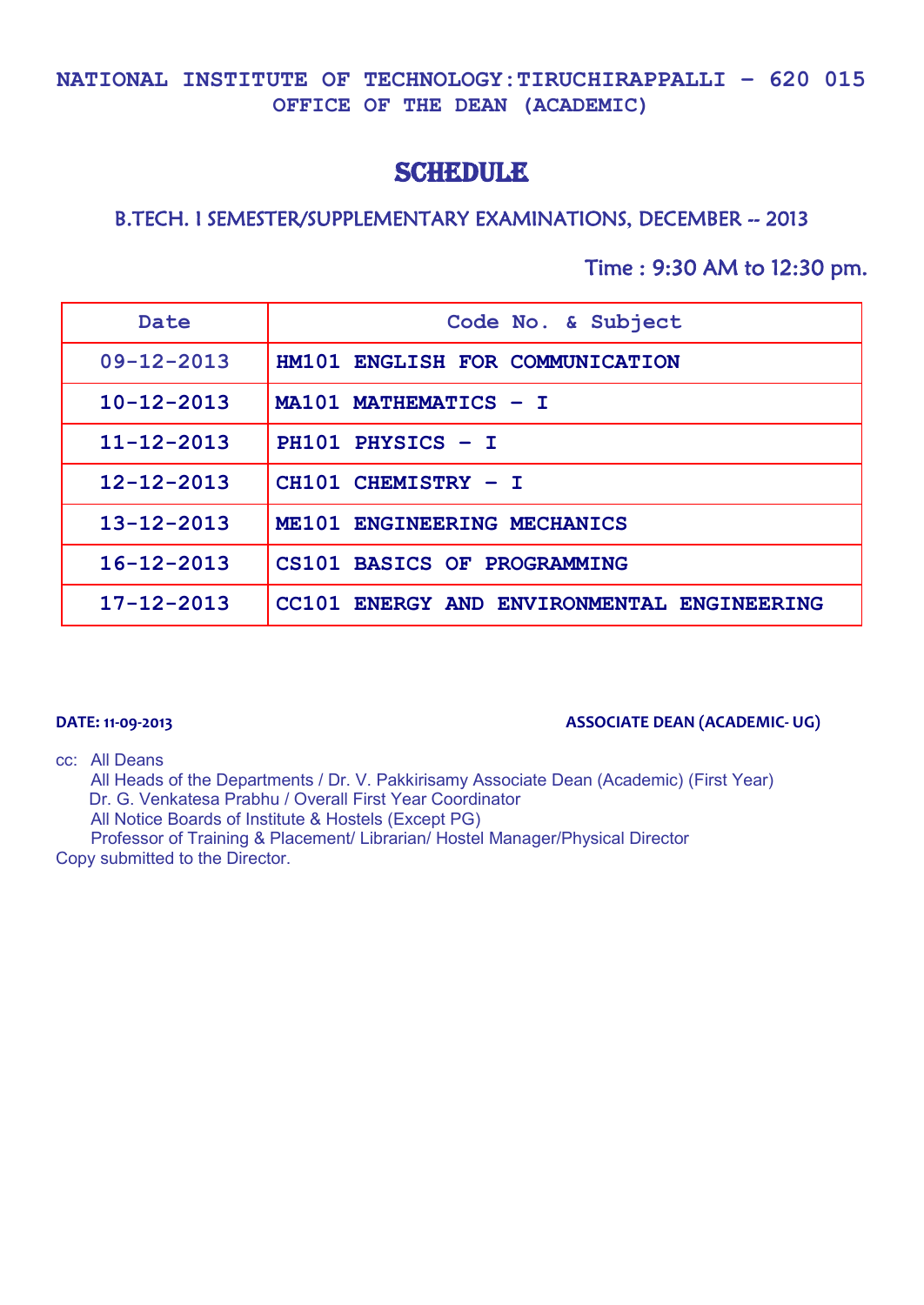**NATIONAL INSTITUTE OF TECHNOLOGY:TIRUCHIRAPPALLI – 620 015**
**OFFICE OF THE DEAN (ACADEMIC)**

# SCHEDULE

## B.TECH. I SEMESTER/SUPPLEMENTARY EXAMINATIONS, DECEMBER -- 2013

Time : 9:30 AM to 12:30 pm.

| Date | Code No. & Subject |
|---|---|
| 09-12-2013 | HM101 ENGLISH FOR COMMUNICATION |
| 10-12-2013 | MA101 MATHEMATICS – I |
| 11-12-2013 | PH101 PHYSICS – I |
| 12-12-2013 | CH101 CHEMISTRY – I |
| 13-12-2013 | ME101 ENGINEERING MECHANICS |
| 16-12-2013 | CS101 BASICS OF PROGRAMMING |
| 17-12-2013 | CC101 ENERGY AND ENVIRONMENTAL ENGINEERING |

**DATE: 11-09-2013**

**ASSOCIATE DEAN (ACADEMIC- UG)**

cc: All Deans
All Heads of the Departments / Dr. V. Pakkirisamy Associate Dean (Academic) (First Year)
Dr. G. Venkatesa Prabhu / Overall First Year Coordinator
All Notice Boards of Institute & Hostels (Except PG)
Professor of Training & Placement/ Librarian/ Hostel Manager/Physical Director
Copy submitted to the Director.